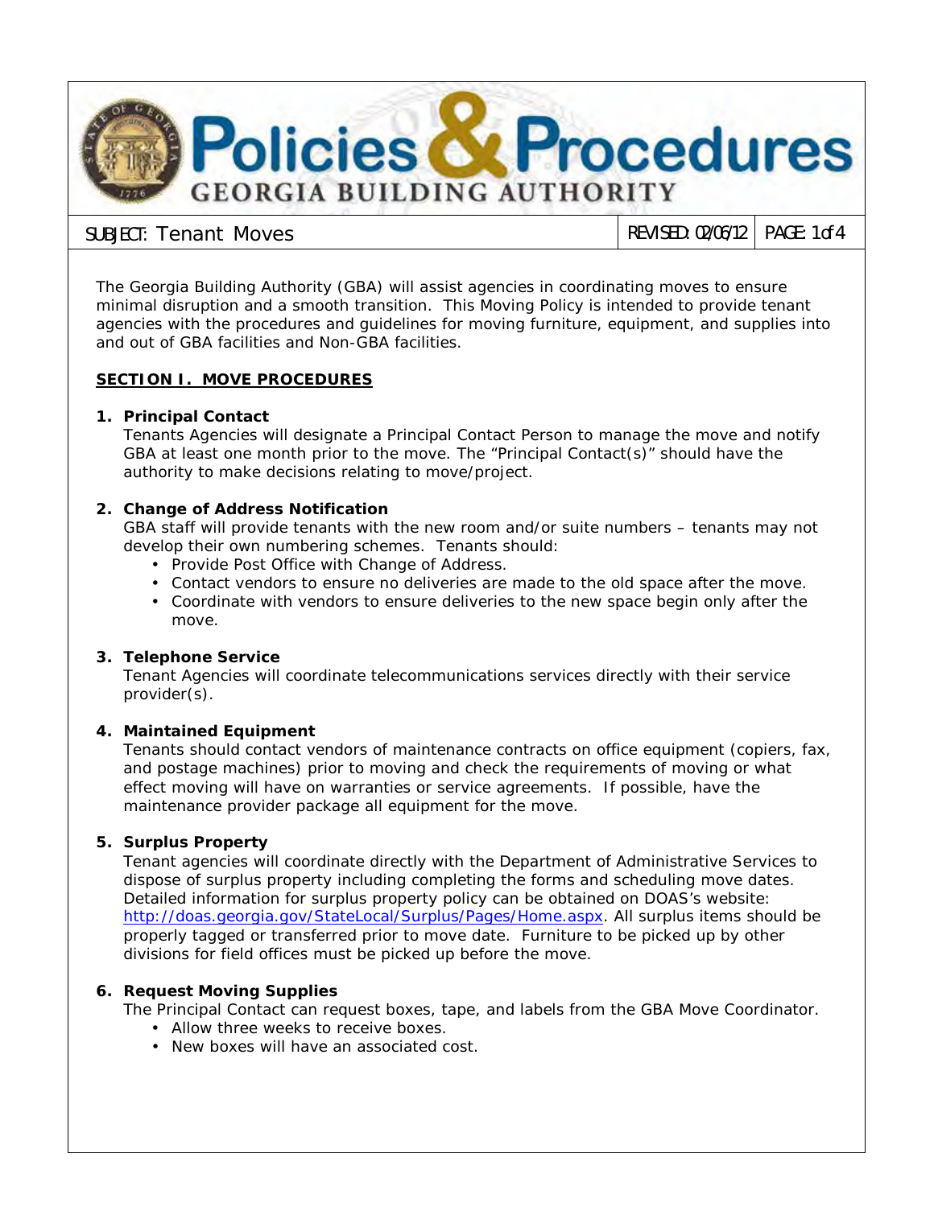# Policies & Procedures
## GEORGIA BUILDING AUTHORITY

SUBJECT: Tenant Moves | REVISED: 02/06/12

The Georgia Building Authority (GBA) will assist agencies in coordinating moves to ensure minimal disruption and a smooth transition. This Moving Policy is intended to provide tenant agencies with the procedures and guidelines for moving furniture, equipment, and supplies into and out of GBA facilities and Non-GBA facilities.

## SECTION I. MOVE PROCEDURES

1. **Principal Contact**
   Tenants Agencies will designate a Principal Contact Person to manage the move and notify GBA at least one month prior to the move. The "Principal Contact(s)" should have the authority to make decisions relating to move/project.

2. **Change of Address Notification**
   GBA staff will provide tenants with the new room and/or suite numbers – tenants may not develop their own numbering schemes. Tenants should:
   - Provide Post Office with Change of Address.
   - Contact vendors to ensure no deliveries are made to the old space after the move.
   - Coordinate with vendors to ensure deliveries to the new space begin only after the move.

3. **Telephone Service**
   Tenant Agencies will coordinate telecommunications services directly with their service provider(s).

4. **Maintained Equipment**
   Tenants should contact vendors of maintenance contracts on office equipment (copiers, fax, and postage machines) prior to moving and check the requirements of moving or what effect moving will have on warranties or service agreements. If possible, have the maintenance provider package all equipment for the move.

5. **Surplus Property**
   Tenant agencies will coordinate directly with the Department of Administrative Services to dispose of surplus property including completing the forms and scheduling move dates. Detailed information for surplus property policy can be obtained on DOAS's website: http://doas.georgia.gov/StateLocal/Surplus/Pages/Home.aspx. All surplus items should be properly tagged or transferred prior to move date. Furniture to be picked up by other divisions for field offices must be picked up before the move.

6. **Request Moving Supplies**
   The Principal Contact can request boxes, tape, and labels from the GBA Move Coordinator.
   - Allow three weeks to receive boxes.
   - New boxes will have an associated cost.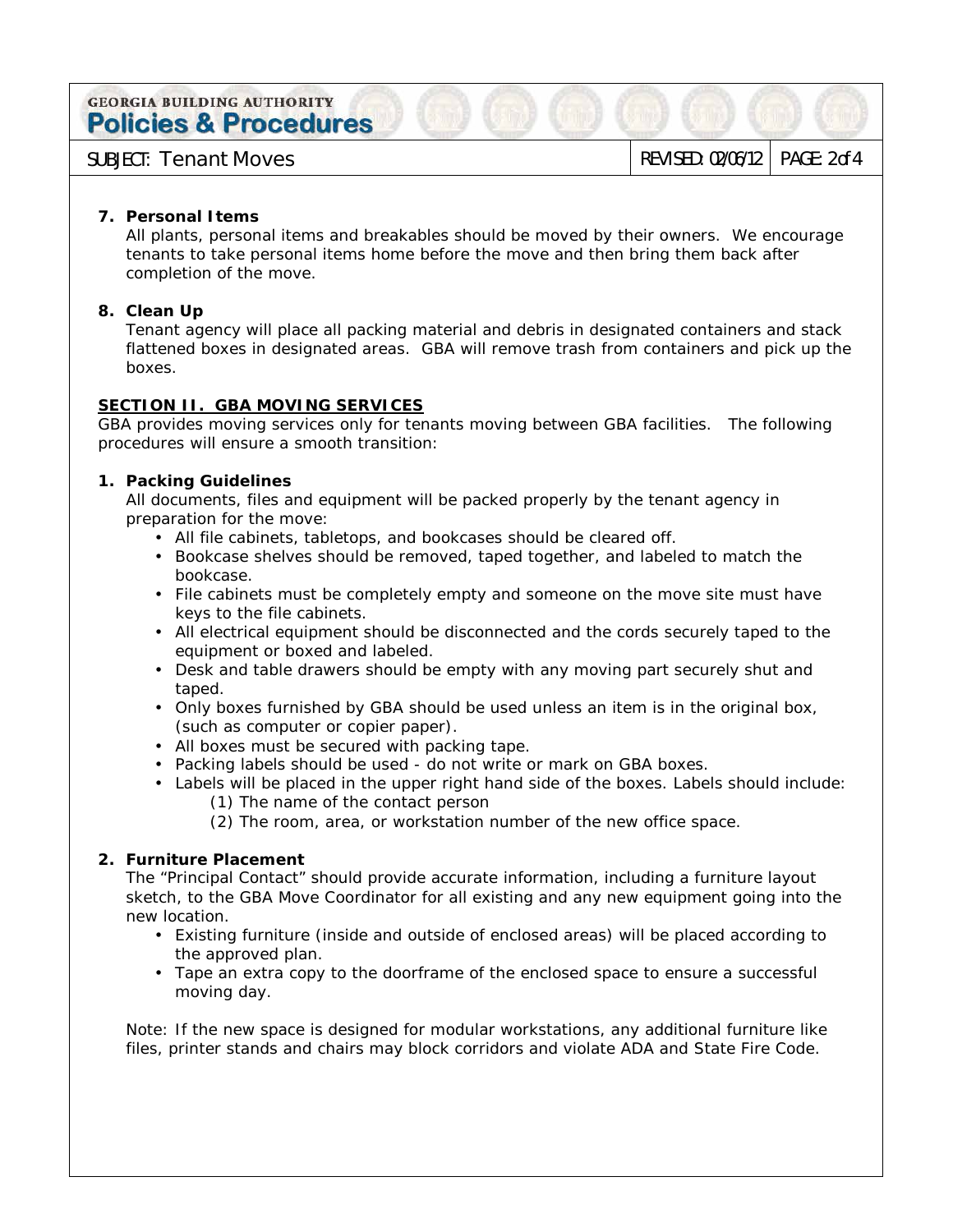7. **Personal Items**
   All plants, personal items and breakables should be moved by their owners. We encourage tenants to take personal items home before the move and then bring them back after completion of the move.

8. **Clean Up**
   Tenant agency will place all packing material and debris in designated containers and stack flattened boxes in designated areas. GBA will remove trash from containers and pick up the boxes.

**SECTION II. GBA MOVING SERVICES**

GBA provides moving services only for tenants moving between GBA facilities. The following procedures will ensure a smooth transition:

1. **Packing Guidelines**
   All documents, files and equipment will be packed properly by the tenant agency in preparation for the move:
   - All file cabinets, tabletops, and bookcases should be cleared off.
   - Bookcase shelves should be removed, taped together, and labeled to match the bookcase.
   - File cabinets must be completely empty and someone on the move site must have keys to the file cabinets.
   - All electrical equipment should be disconnected and the cords securely taped to the equipment or boxed and labeled.
   - Desk and table drawers should be empty with any moving part securely shut and taped.
   - Only boxes furnished by GBA should be used unless an item is in the original box, (such as computer or copier paper).
   - All boxes must be secured with packing tape.
   - Packing labels should be used - do not write or mark on GBA boxes.
   - Labels will be placed in the upper right hand side of the boxes. Labels should include:
     (1) The name of the contact person
     (2) The room, area, or workstation number of the new office space.

2. **Furniture Placement**
   The "Principal Contact" should provide accurate information, including a furniture layout sketch, to the GBA Move Coordinator for all existing and any new equipment going into the new location.
   - Existing furniture (inside and outside of enclosed areas) will be placed according to the approved plan.
   - Tape an extra copy to the doorframe of the enclosed space to ensure a successful moving day.

   Note: If the new space is designed for modular workstations, any additional furniture like files, printer stands and chairs may block corridors and violate ADA and State Fire Code.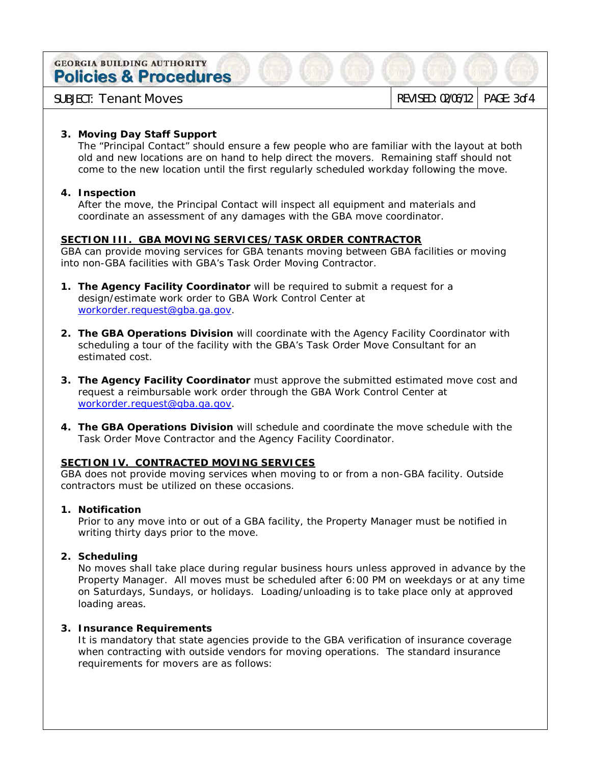3. **Moving Day Staff Support**
   The "Principal Contact" should ensure a few people who are familiar with the layout at both old and new locations are on hand to help direct the movers. Remaining staff should not come to the new location until the first regularly scheduled workday following the move.

4. **Inspection**
   After the move, the Principal Contact will inspect all equipment and materials and coordinate an assessment of any damages with the GBA move coordinator.

## SECTION III. GBA MOVING SERVICES/TASK ORDER CONTRACTOR

GBA can provide moving services for GBA tenants moving between GBA facilities or moving into non-GBA facilities with GBA's Task Order Moving Contractor.

1. **The Agency Facility Coordinator** will be required to submit a request for a design/estimate work order to GBA Work Control Center at workorder.request@gba.ga.gov.

2. **The GBA Operations Division** will coordinate with the Agency Facility Coordinator with scheduling a tour of the facility with the GBA's Task Order Move Consultant for an estimated cost.

3. **The Agency Facility Coordinator** must approve the submitted estimated move cost and request a reimbursable work order through the GBA Work Control Center at workorder.request@gba.ga.gov.

4. **The GBA Operations Division** will schedule and coordinate the move schedule with the Task Order Move Contractor and the Agency Facility Coordinator.

## SECTION IV. CONTRACTED MOVING SERVICES

GBA does not provide moving services when moving to or from a non-GBA facility. Outside contractors must be utilized on these occasions.

1. **Notification**
   Prior to any move into or out of a GBA facility, the Property Manager must be notified in writing thirty days prior to the move.

2. **Scheduling**
   No moves shall take place during regular business hours unless approved in advance by the Property Manager. All moves must be scheduled after 6:00 PM on weekdays or at any time on Saturdays, Sundays, or holidays. Loading/unloading is to take place only at approved loading areas.

3. **Insurance Requirements**
   It is mandatory that state agencies provide to the GBA verification of insurance coverage when contracting with outside vendors for moving operations. The standard insurance requirements for movers are as follows: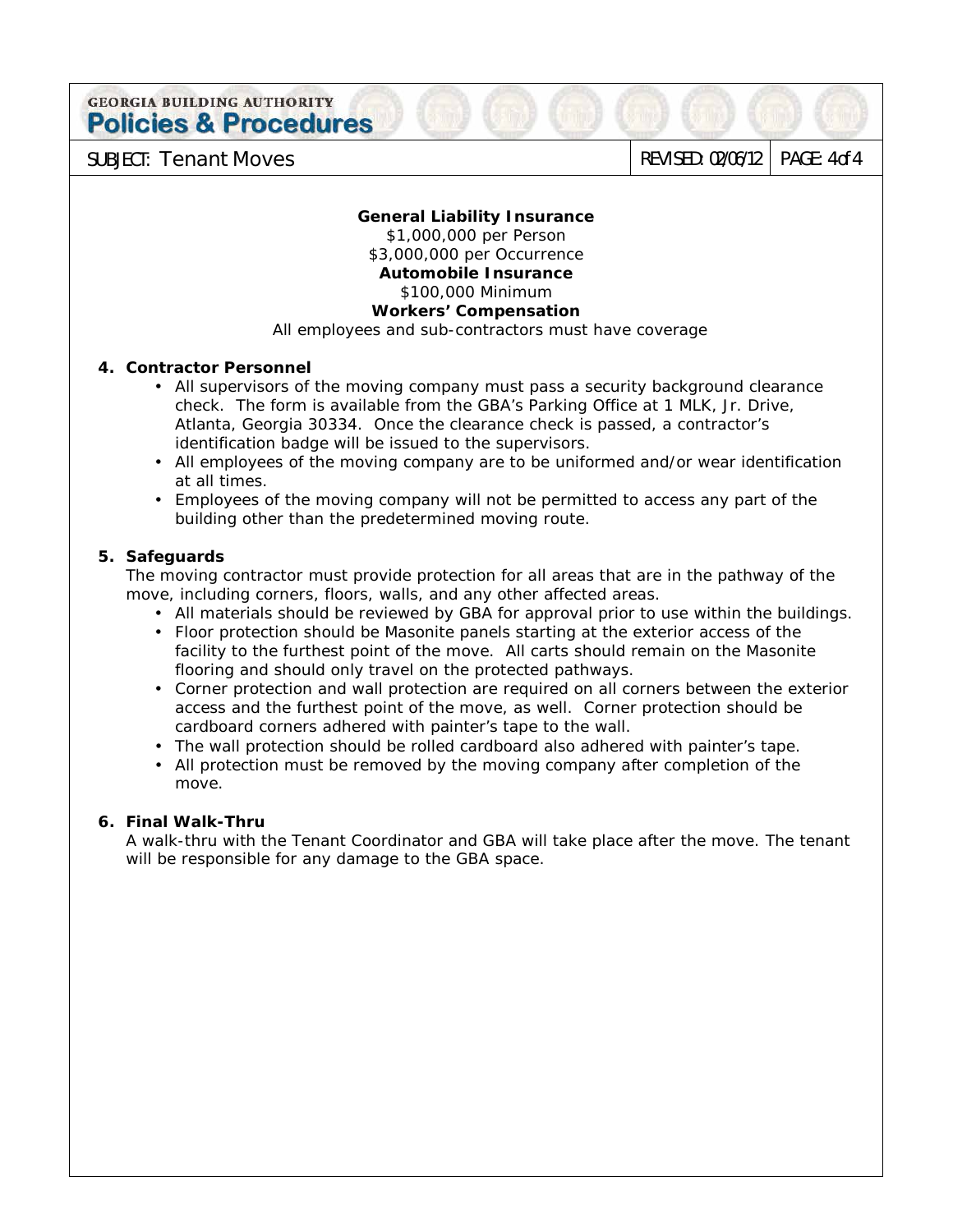**General Liability Insurance**
$1,000,000 per Person
$3,000,000 per Occurrence
**Automobile Insurance**
$100,000 Minimum
**Workers' Compensation**
All employees and sub-contractors must have coverage

**4. Contractor Personnel**

- All supervisors of the moving company must pass a security background clearance check. The form is available from the GBA's Parking Office at 1 MLK, Jr. Drive, Atlanta, Georgia 30334. Once the clearance check is passed, a contractor's identification badge will be issued to the supervisors.
- All employees of the moving company are to be uniformed and/or wear identification at all times.
- Employees of the moving company will not be permitted to access any part of the building other than the predetermined moving route.

**5. Safeguards**

The moving contractor must provide protection for all areas that are in the pathway of the move, including corners, floors, walls, and any other affected areas.

- All materials should be reviewed by GBA for approval prior to use within the buildings.
- Floor protection should be Masonite panels starting at the exterior access of the facility to the furthest point of the move. All carts should remain on the Masonite flooring and should only travel on the protected pathways.
- Corner protection and wall protection are required on all corners between the exterior access and the furthest point of the move, as well. Corner protection should be cardboard corners adhered with painter's tape to the wall.
- The wall protection should be rolled cardboard also adhered with painter's tape.
- All protection must be removed by the moving company after completion of the move.

**6. Final Walk-Thru**

A walk-thru with the Tenant Coordinator and GBA will take place after the move. The tenant will be responsible for any damage to the GBA space.